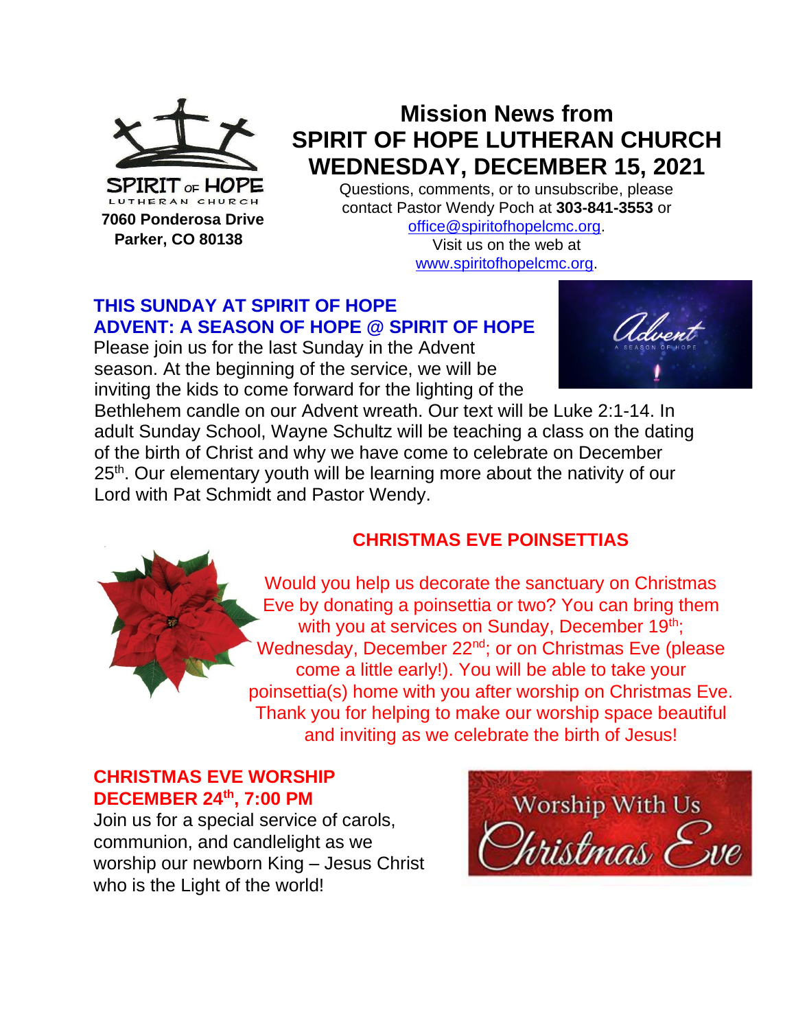**SPIRIT OF HOPE LUTHERAN CHURCH**

**7060 Ponderosa Drive**
**Parker, CO 80138**

# Mission News from SPIRIT OF HOPE LUTHERAN CHURCH WEDNESDAY, DECEMBER 15, 2021

Questions, comments, or to unsubscribe, please contact Pastor Wendy Poch at **303-841-3553** or office@spiritofhopelcmc.org. Visit us on the web at www.spiritofhopelcmc.org.

## THIS SUNDAY AT SPIRIT OF HOPE
## ADVENT: A SEASON OF HOPE @ SPIRIT OF HOPE

Please join us for the last Sunday in the Advent season. At the beginning of the service, we will be inviting the kids to come forward for the lighting of the Bethlehem candle on our Advent wreath. Our text will be Luke 2:1-14. In adult Sunday School, Wayne Schultz will be teaching a class on the dating of the birth of Christ and why we have come to celebrate on December 25th. Our elementary youth will be learning more about the nativity of our Lord with Pat Schmidt and Pastor Wendy.

## CHRISTMAS EVE POINSETTIAS

Would you help us decorate the sanctuary on Christmas Eve by donating a poinsettia or two? You can bring them with you at services on Sunday, December 19th; Wednesday, December 22nd; or on Christmas Eve (please come a little early!). You will be able to take your poinsettia(s) home with you after worship on Christmas Eve. Thank you for helping to make our worship space beautiful and inviting as we celebrate the birth of Jesus!

## CHRISTMAS EVE WORSHIP
## DECEMBER 24th, 7:00 PM

Join us for a special service of carols, communion, and candlelight as we worship our newborn King – Jesus Christ who is the Light of the world!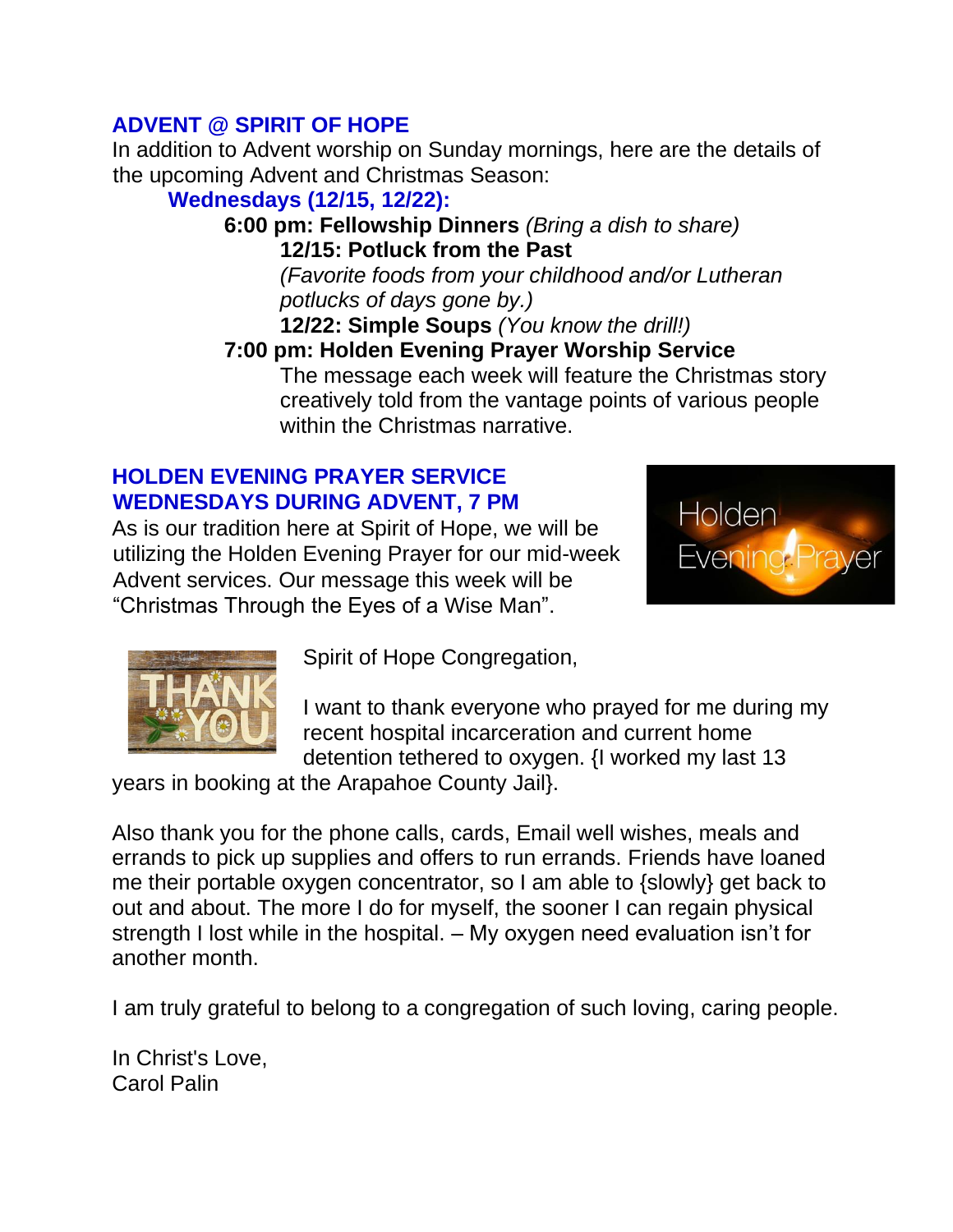## ADVENT @ SPIRIT OF HOPE

In addition to Advent worship on Sunday mornings, here are the details of the upcoming Advent and Christmas Season:

**Wednesdays (12/15, 12/22):**

- **6:00 pm: Fellowship Dinners** *(Bring a dish to share)*
  - **12/15: Potluck from the Past**
    *(Favorite foods from your childhood and/or Lutheran potlucks of days gone by.)*
  - **12/22: Simple Soups** *(You know the drill!)*
- **7:00 pm: Holden Evening Prayer Worship Service**
  The message each week will feature the Christmas story creatively told from the vantage points of various people within the Christmas narrative.

## HOLDEN EVENING PRAYER SERVICE WEDNESDAYS DURING ADVENT, 7 PM

As is our tradition here at Spirit of Hope, we will be utilizing the Holden Evening Prayer for our mid-week Advent services. Our message this week will be "Christmas Through the Eyes of a Wise Man".

Spirit of Hope Congregation,

I want to thank everyone who prayed for me during my recent hospital incarceration and current home detention tethered to oxygen. {I worked my last 13 years in booking at the Arapahoe County Jail}.

Also thank you for the phone calls, cards, Email well wishes, meals and errands to pick up supplies and offers to run errands. Friends have loaned me their portable oxygen concentrator, so I am able to {slowly} get back to out and about. The more I do for myself, the sooner I can regain physical strength I lost while in the hospital. – My oxygen need evaluation isn't for another month.

I am truly grateful to belong to a congregation of such loving, caring people.

In Christ's Love,
Carol Palin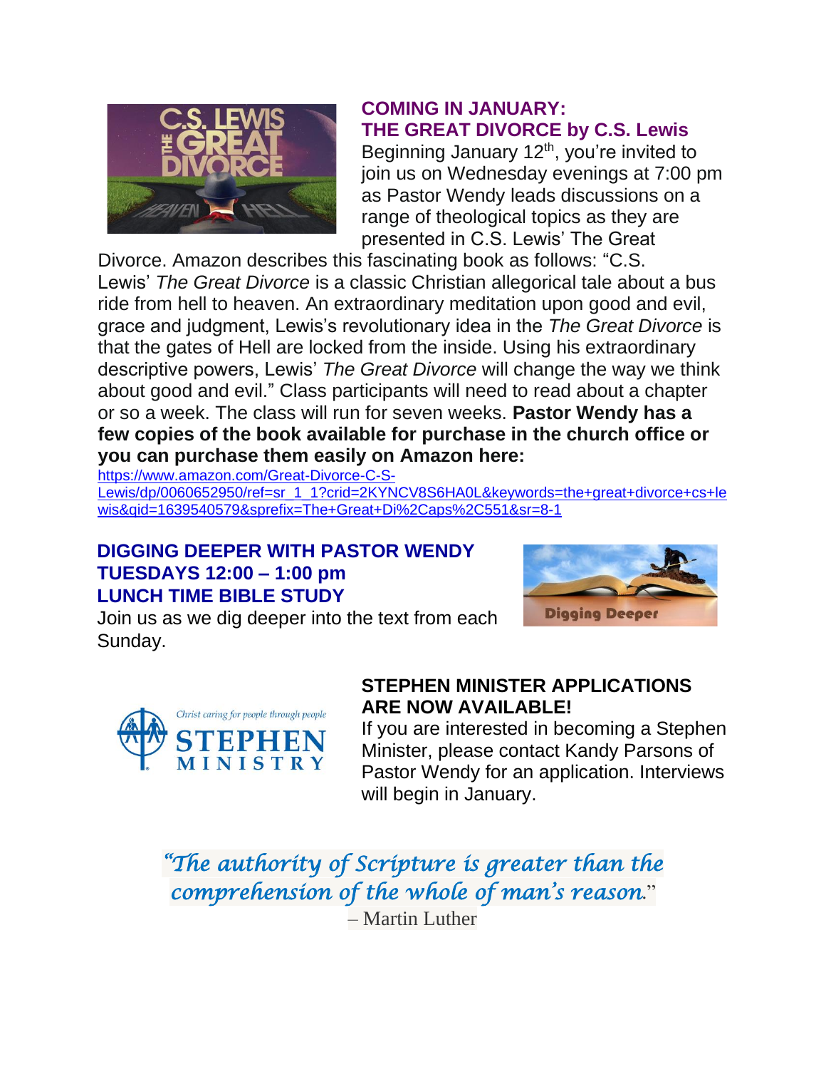## COMING IN JANUARY:
## THE GREAT DIVORCE by C.S. Lewis

Beginning January 12th, you're invited to join us on Wednesday evenings at 7:00 pm as Pastor Wendy leads discussions on a range of theological topics as they are presented in C.S. Lewis' The Great Divorce. Amazon describes this fascinating book as follows: "C.S. Lewis' *The Great Divorce* is a classic Christian allegorical tale about a bus ride from hell to heaven. An extraordinary meditation upon good and evil, grace and judgment, Lewis's revolutionary idea in the *The Great Divorce* is that the gates of Hell are locked from the inside. Using his extraordinary descriptive powers, Lewis' *The Great Divorce* will change the way we think about good and evil." Class participants will need to read about a chapter or so a week. The class will run for seven weeks. **Pastor Wendy has a few copies of the book available for purchase in the church office or you can purchase them easily on Amazon here:**
https://www.amazon.com/Great-Divorce-C-S-Lewis/dp/0060652950/ref=sr_1_1?crid=2KYNCV8S6HA0L&keywords=the+great+divorce+cs+lewis&qid=1639540579&sprefix=The+Great+Di%2Caps%2C551&sr=8-1

## DIGGING DEEPER WITH PASTOR WENDY
## TUESDAYS 12:00 – 1:00 pm
## LUNCH TIME BIBLE STUDY

Join us as we dig deeper into the text from each Sunday.

## STEPHEN MINISTER APPLICATIONS ARE NOW AVAILABLE!

If you are interested in becoming a Stephen Minister, please contact Kandy Parsons of Pastor Wendy for an application. Interviews will begin in January.

*"The authority of Scripture is greater than the comprehension of the whole of man's reason."*
– Martin Luther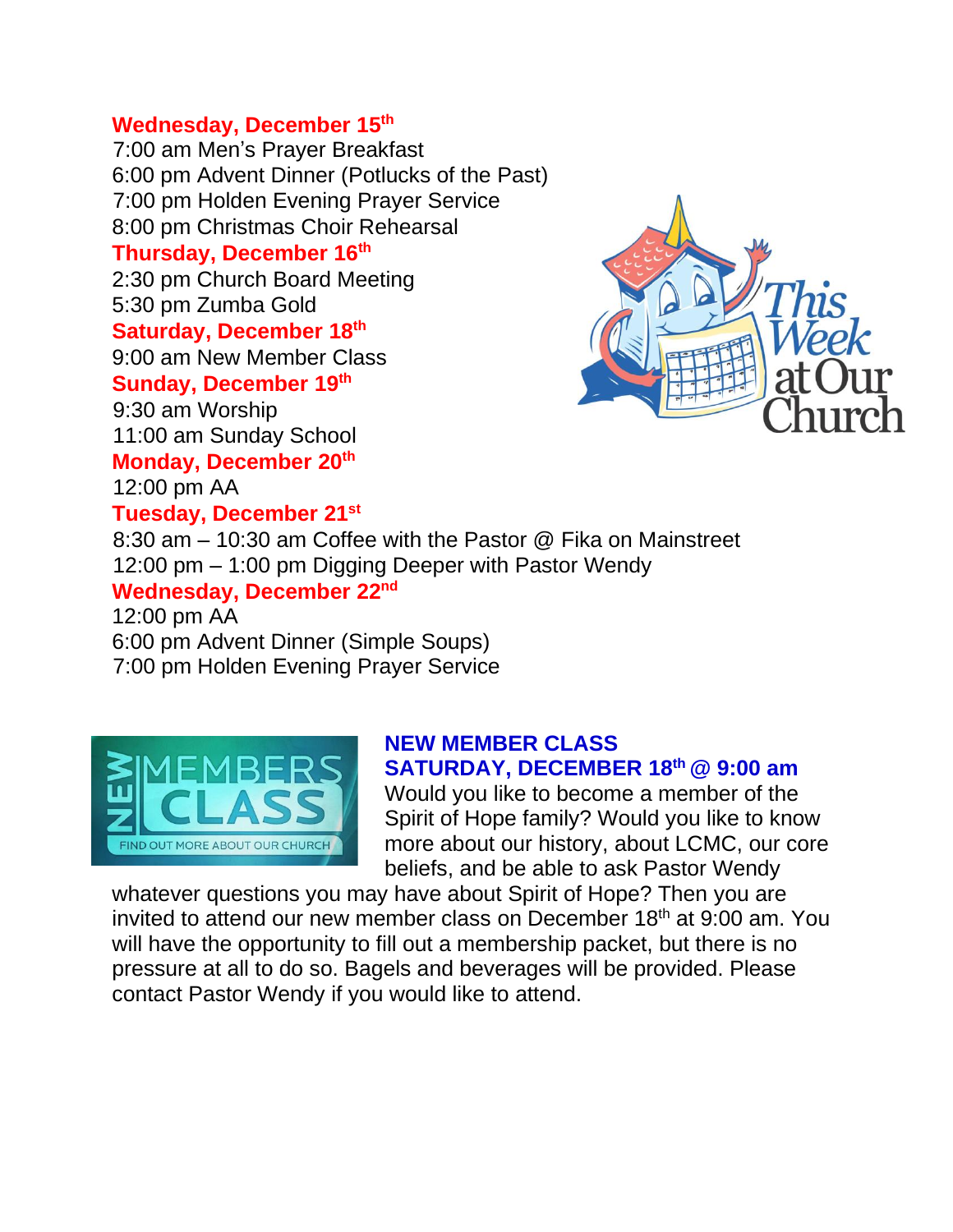**Wednesday, December 15th**

7:00 am Men's Prayer Breakfast
6:00 pm Advent Dinner (Potlucks of the Past)
7:00 pm Holden Evening Prayer Service
8:00 pm Christmas Choir Rehearsal

**Thursday, December 16th**

2:30 pm Church Board Meeting
5:30 pm Zumba Gold

**Saturday, December 18th**

9:00 am New Member Class

**Sunday, December 19th**

9:30 am Worship
11:00 am Sunday School

**Monday, December 20th**

12:00 pm AA

**Tuesday, December 21st**

8:30 am – 10:30 am Coffee with the Pastor @ Fika on Mainstreet
12:00 pm – 1:00 pm Digging Deeper with Pastor Wendy

**Wednesday, December 22nd**

12:00 pm AA
6:00 pm Advent Dinner (Simple Soups)
7:00 pm Holden Evening Prayer Service

## NEW MEMBER CLASS
## SATURDAY, DECEMBER 18th @ 9:00 am

Would you like to become a member of the Spirit of Hope family? Would you like to know more about our history, about LCMC, our core beliefs, and be able to ask Pastor Wendy whatever questions you may have about Spirit of Hope? Then you are invited to attend our new member class on December 18th at 9:00 am. You will have the opportunity to fill out a membership packet, but there is no pressure at all to do so. Bagels and beverages will be provided. Please contact Pastor Wendy if you would like to attend.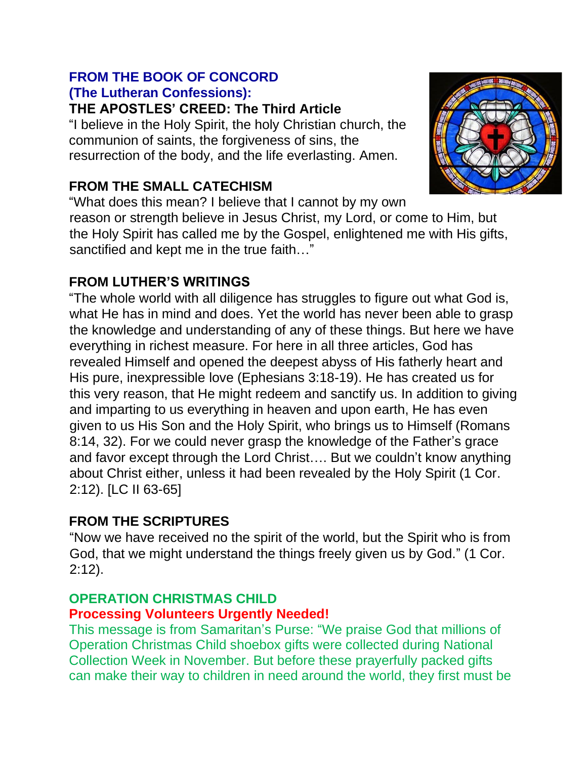**FROM THE BOOK OF CONCORD**
**(The Lutheran Confessions):**

**THE APOSTLES' CREED: The Third Article**

"I believe in the Holy Spirit, the holy Christian church, the communion of saints, the forgiveness of sins, the resurrection of the body, and the life everlasting. Amen.

**FROM THE SMALL CATECHISM**

"What does this mean? I believe that I cannot by my own reason or strength believe in Jesus Christ, my Lord, or come to Him, but the Holy Spirit has called me by the Gospel, enlightened me with His gifts, sanctified and kept me in the true faith…"

**FROM LUTHER'S WRITINGS**

"The whole world with all diligence has struggles to figure out what God is, what He has in mind and does. Yet the world has never been able to grasp the knowledge and understanding of any of these things. But here we have everything in richest measure. For here in all three articles, God has revealed Himself and opened the deepest abyss of His fatherly heart and His pure, inexpressible love (Ephesians 3:18-19). He has created us for this very reason, that He might redeem and sanctify us. In addition to giving and imparting to us everything in heaven and upon earth, He has even given to us His Son and the Holy Spirit, who brings us to Himself (Romans 8:14, 32). For we could never grasp the knowledge of the Father's grace and favor except through the Lord Christ…. But we couldn't know anything about Christ either, unless it had been revealed by the Holy Spirit (1 Cor. 2:12). [LC II 63-65]

**FROM THE SCRIPTURES**

"Now we have received no the spirit of the world, but the Spirit who is from God, that we might understand the things freely given us by God." (1 Cor. 2:12).

**OPERATION CHRISTMAS CHILD**

**Processing Volunteers Urgently Needed!**

This message is from Samaritan's Purse: "We praise God that millions of Operation Christmas Child shoebox gifts were collected during National Collection Week in November. But before these prayerfully packed gifts can make their way to children in need around the world, they first must be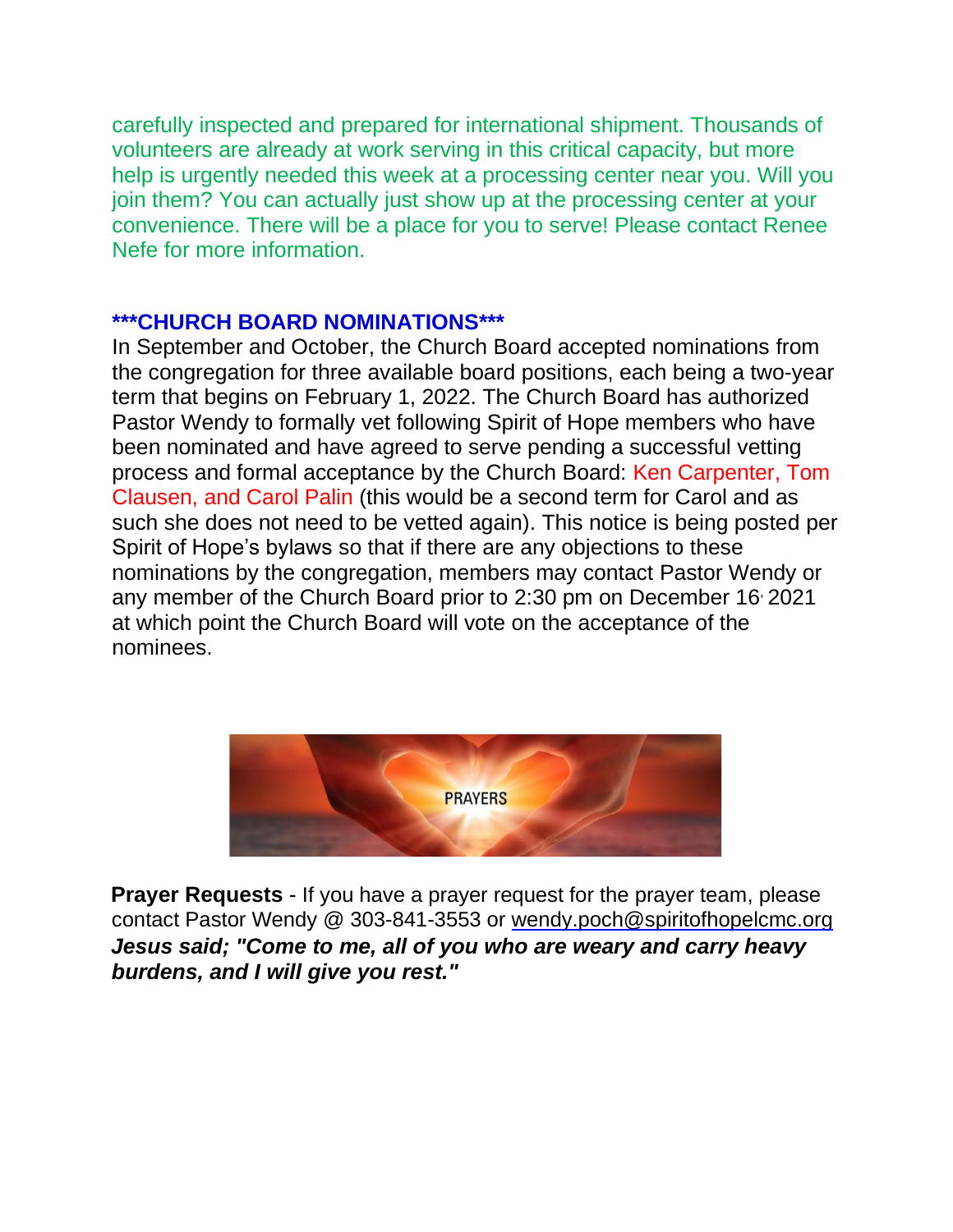carefully inspected and prepared for international shipment. Thousands of volunteers are already at work serving in this critical capacity, but more help is urgently needed this week at a processing center near you. Will you join them? You can actually just show up at the processing center at your convenience. There will be a place for you to serve! Please contact Renee Nefe for more information.

## ***CHURCH BOARD NOMINATIONS***

In September and October, the Church Board accepted nominations from the congregation for three available board positions, each being a two-year term that begins on February 1, 2022. The Church Board has authorized Pastor Wendy to formally vet following Spirit of Hope members who have been nominated and have agreed to serve pending a successful vetting process and formal acceptance by the Church Board: Ken Carpenter, Tom Clausen, and Carol Palin (this would be a second term for Carol and as such she does not need to be vetted again). This notice is being posted per Spirit of Hope's bylaws so that if there are any objections to these nominations by the congregation, members may contact Pastor Wendy or any member of the Church Board prior to 2:30 pm on December 16, 2021 at which point the Church Board will vote on the acceptance of the nominees.

**Prayer Requests** - If you have a prayer request for the prayer team, please contact Pastor Wendy @ 303-841-3553 or wendy.poch@spiritofhopelcmc.org
***Jesus said; "Come to me, all of you who are weary and carry heavy burdens, and I will give you rest."***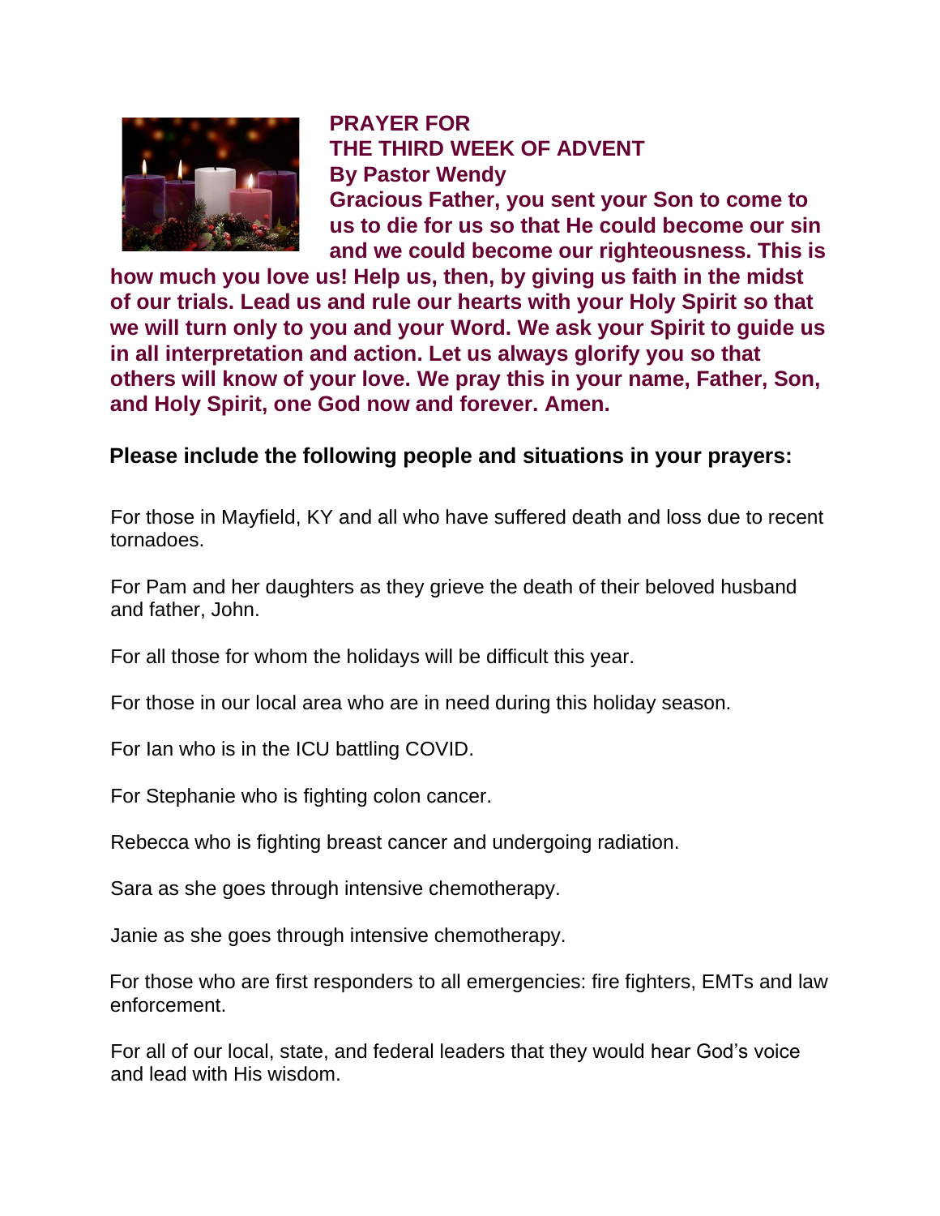**PRAYER FOR THE THIRD WEEK OF ADVENT**
**By Pastor Wendy**

**Gracious Father, you sent your Son to come to us to die for us so that He could become our sin and we could become our righteousness. This is how much you love us! Help us, then, by giving us faith in the midst of our trials. Lead us and rule our hearts with your Holy Spirit so that we will turn only to you and your Word. We ask your Spirit to guide us in all interpretation and action. Let us always glorify you so that others will know of your love. We pray this in your name, Father, Son, and Holy Spirit, one God now and forever. Amen.**

**Please include the following people and situations in your prayers:**

For those in Mayfield, KY and all who have suffered death and loss due to recent tornadoes.

For Pam and her daughters as they grieve the death of their beloved husband and father, John.

For all those for whom the holidays will be difficult this year.

For those in our local area who are in need during this holiday season.

For Ian who is in the ICU battling COVID.

For Stephanie who is fighting colon cancer.

Rebecca who is fighting breast cancer and undergoing radiation.

Sara as she goes through intensive chemotherapy.

Janie as she goes through intensive chemotherapy.

For those who are first responders to all emergencies: fire fighters, EMTs and law enforcement.

For all of our local, state, and federal leaders that they would hear God's voice and lead with His wisdom.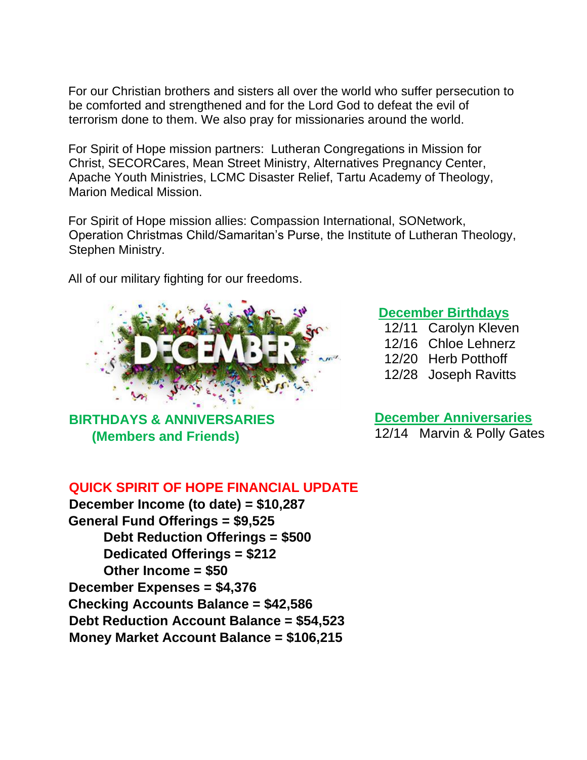For our Christian brothers and sisters all over the world who suffer persecution to be comforted and strengthened and for the Lord God to defeat the evil of terrorism done to them. We also pray for missionaries around the world.

For Spirit of Hope mission partners: Lutheran Congregations in Mission for Christ, SECORCares, Mean Street Ministry, Alternatives Pregnancy Center, Apache Youth Ministries, LCMC Disaster Relief, Tartu Academy of Theology, Marion Medical Mission.

For Spirit of Hope mission allies: Compassion International, SONetwork, Operation Christmas Child/Samaritan's Purse, the Institute of Lutheran Theology, Stephen Ministry.

All of our military fighting for our freedoms.

**BIRTHDAYS & ANNIVERSARIES**
**(Members and Friends)**

**December Birthdays**

12/11 Carolyn Kleven
12/16 Chloe Lehnerz
12/20 Herb Potthoff
12/28 Joseph Ravitts

**December Anniversaries**

12/14 Marvin & Polly Gates

## QUICK SPIRIT OF HOPE FINANCIAL UPDATE

**December Income (to date) = $10,287**
**General Fund Offerings = $9,525**
**Debt Reduction Offerings = $500**
**Dedicated Offerings = $212**
**Other Income = $50**
**December Expenses = $4,376**
**Checking Accounts Balance = $42,586**
**Debt Reduction Account Balance = $54,523**
**Money Market Account Balance = $106,215**